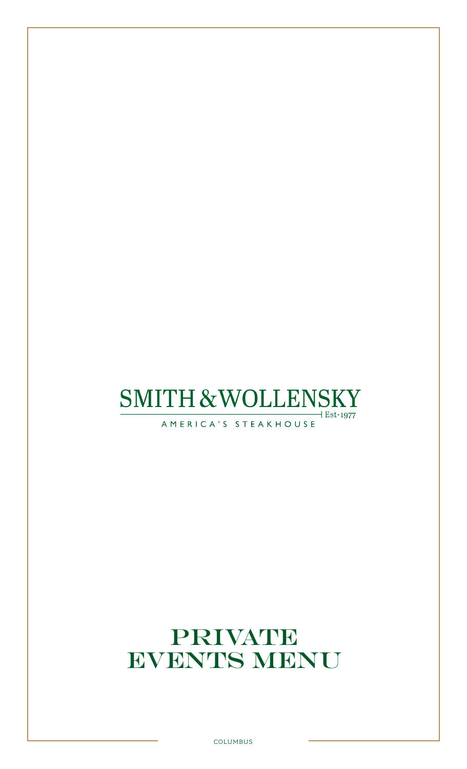# SMITH & WOLLENSKY

Est. 1977

AMERICA'S STEAKHOUSE

# PRIVATE EVENTS MENU

COLUMBUS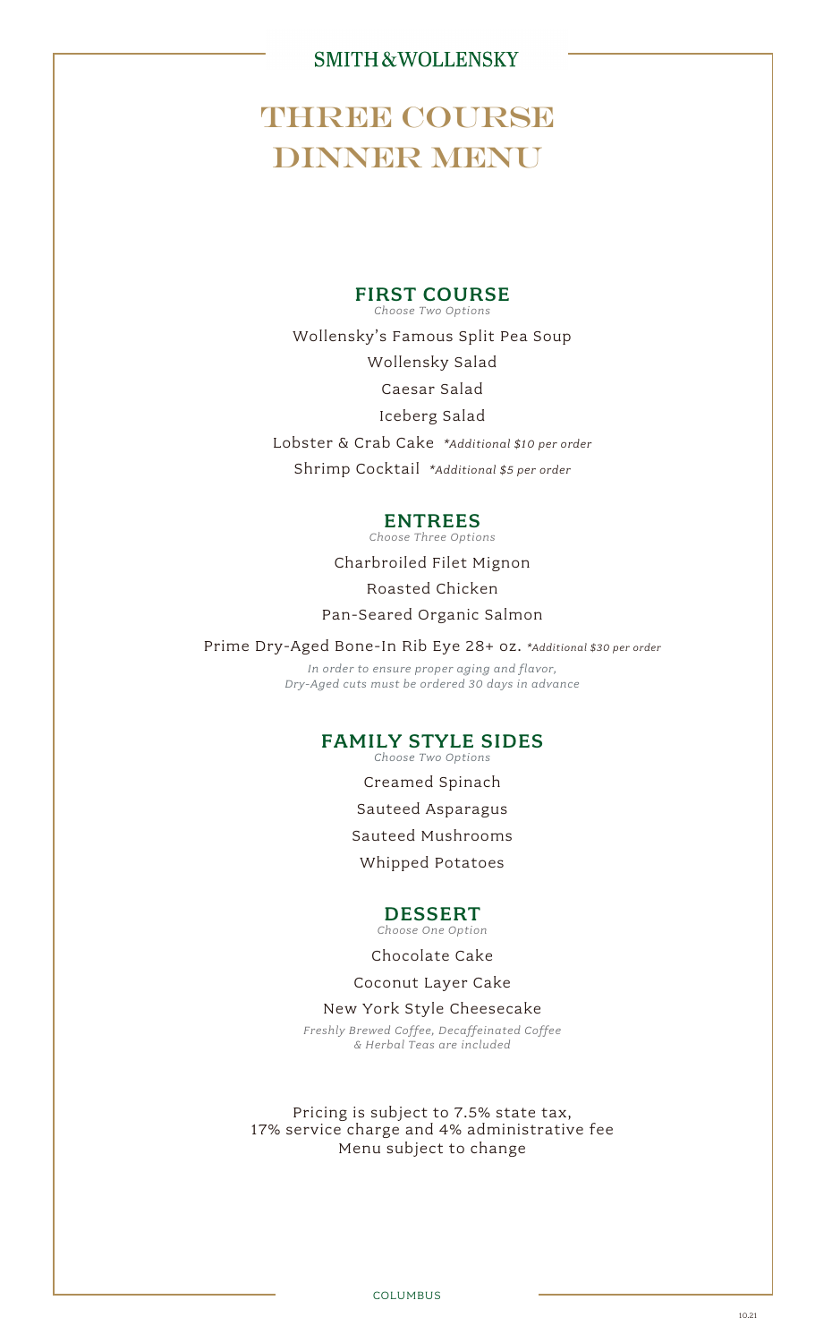SMITH & WOLLENSKY

# THREE COURSE DINNER MENU

## FIRST COURSE

*Choose Two Options*

Wollensky's Famous Split Pea Soup

Wollensky Salad

Caesar Salad

Iceberg Salad

Lobster & Crab Cake *\*Additional $10 per order*

Shrimp Cocktail *\*Additional $5 per order*

## ENTREES

*Choose Three Options*

Charbroiled Filet Mignon

Roasted Chicken

Pan-Seared Organic Salmon

Prime Dry-Aged Bone-In Rib Eye 28+ oz. *\*Additional $30 per order*

*In order to ensure proper aging and flavor, Dry-Aged cuts must be ordered 30 days in advance*

## FAMILY STYLE SIDES

*Choose Two Options*

Creamed Spinach

Sauteed Asparagus

Sauteed Mushrooms

Whipped Potatoes

## DESSERT

*Choose One Option*

Chocolate Cake

Coconut Layer Cake

New York Style Cheesecake

*Freshly Brewed Coffee, Decaffeinated Coffee & Herbal Teas are included*

Pricing is subject to 7.5% state tax, 17% service charge and 4% administrative fee
Menu subject to change

COLUMBUS

10.21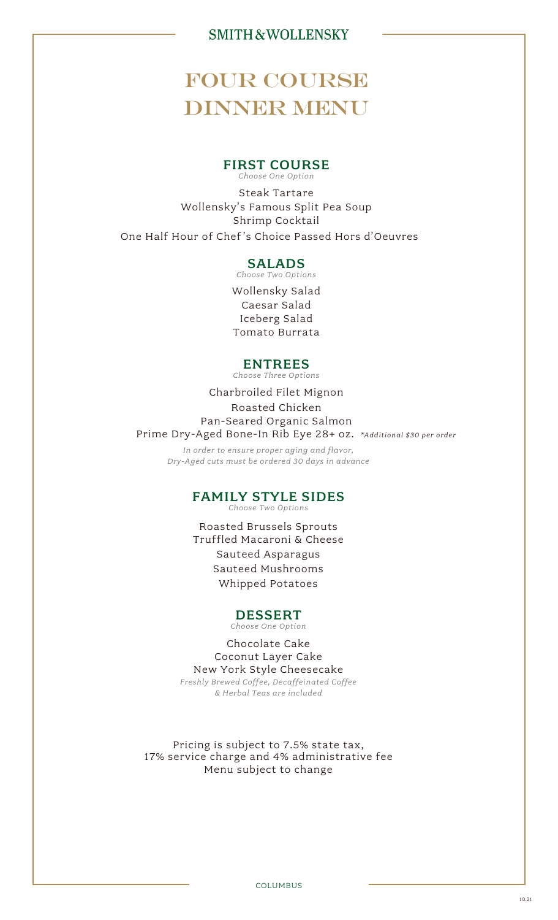SMITH & WOLLENSKY

# FOUR COURSE DINNER MENU

## FIRST COURSE

*Choose One Option*

Steak Tartare
Wollensky's Famous Split Pea Soup
Shrimp Cocktail
One Half Hour of Chef's Choice Passed Hors d'Oeuvres

## SALADS

*Choose Two Options*

Wollensky Salad
Caesar Salad
Iceberg Salad
Tomato Burrata

## ENTREES

*Choose Three Options*

Charbroiled Filet Mignon
Roasted Chicken
Pan-Seared Organic Salmon
Prime Dry-Aged Bone-In Rib Eye 28+ oz. *\*Additional $30 per order*

*In order to ensure proper aging and flavor, Dry-Aged cuts must be ordered 30 days in advance*

## FAMILY STYLE SIDES

*Choose Two Options*

Roasted Brussels Sprouts
Truffled Macaroni & Cheese
Sauteed Asparagus
Sauteed Mushrooms
Whipped Potatoes

## DESSERT

*Choose One Option*

Chocolate Cake
Coconut Layer Cake
New York Style Cheesecake

*Freshly Brewed Coffee, Decaffeinated Coffee & Herbal Teas are included*

Pricing is subject to 7.5% state tax, 17% service charge and 4% administrative fee
Menu subject to change

COLUMBUS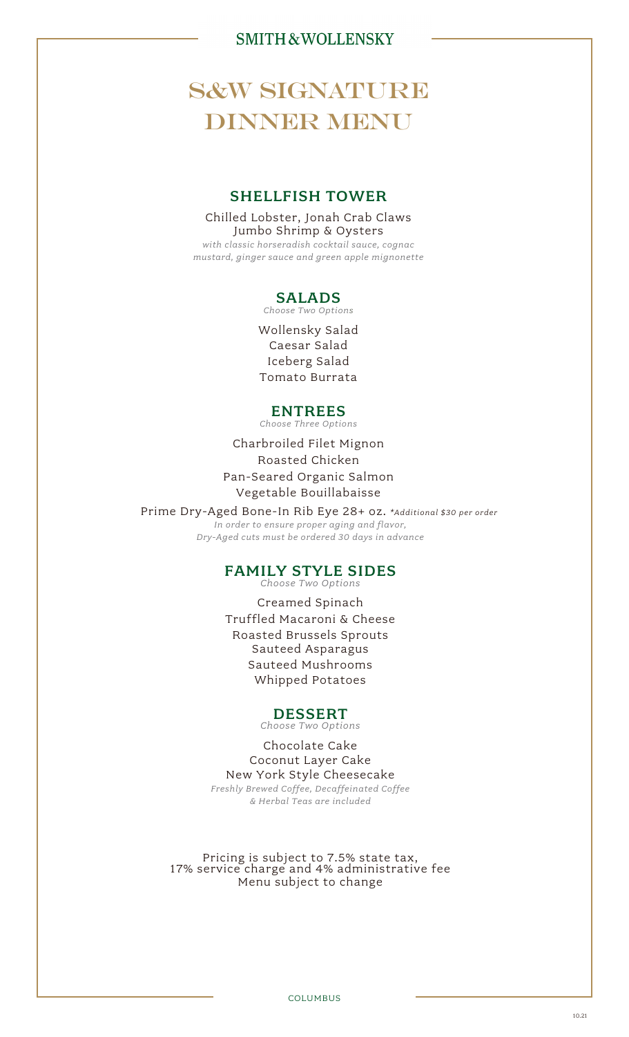SMITH & WOLLENSKY

# S&W SIGNATURE DINNER MENU

## SHELLFISH TOWER

Chilled Lobster, Jonah Crab Claws
Jumbo Shrimp & Oysters
*with classic horseradish cocktail sauce, cognac mustard, ginger sauce and green apple mignonette*

## SALADS

*Choose Two Options*

Wollensky Salad
Caesar Salad
Iceberg Salad
Tomato Burrata

## ENTREES

*Choose Three Options*

Charbroiled Filet Mignon
Roasted Chicken
Pan-Seared Organic Salmon
Vegetable Bouillabaisse
Prime Dry-Aged Bone-In Rib Eye 28+ oz. *\*Additional $30 per order*
*In order to ensure proper aging and flavor, Dry-Aged cuts must be ordered 30 days in advance*

## FAMILY STYLE SIDES

*Choose Two Options*

Creamed Spinach
Truffled Macaroni & Cheese
Roasted Brussels Sprouts
Sauteed Asparagus
Sauteed Mushrooms
Whipped Potatoes

## DESSERT

*Choose Two Options*

Chocolate Cake
Coconut Layer Cake
New York Style Cheesecake
*Freshly Brewed Coffee, Decaffeinated Coffee & Herbal Teas are included*

Pricing is subject to 7.5% state tax, 17% service charge and 4% administrative fee
Menu subject to change

COLUMBUS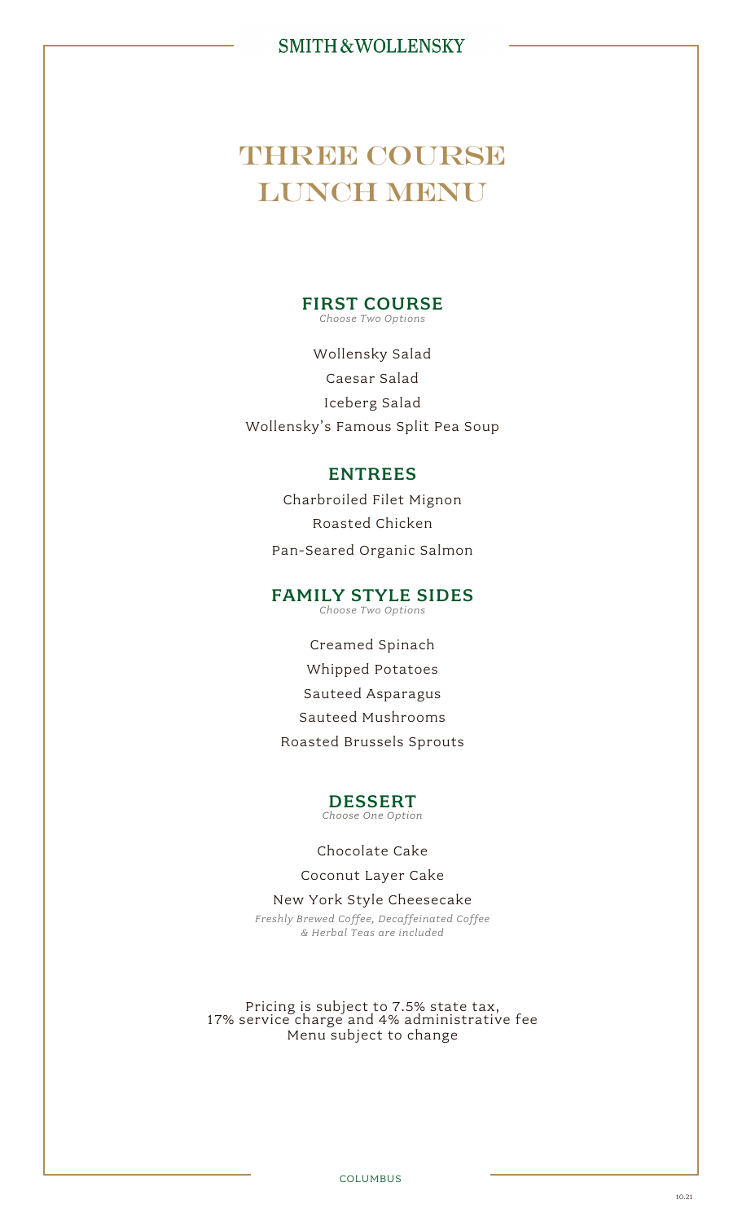SMITH & WOLLENSKY

# THREE COURSE LUNCH MENU

## FIRST COURSE

*Choose Two Options*

Wollensky Salad

Caesar Salad

Iceberg Salad

Wollensky's Famous Split Pea Soup

## ENTREES

Charbroiled Filet Mignon

Roasted Chicken

Pan-Seared Organic Salmon

## FAMILY STYLE SIDES

*Choose Two Options*

Creamed Spinach

Whipped Potatoes

Sauteed Asparagus

Sauteed Mushrooms

Roasted Brussels Sprouts

## DESSERT

*Choose One Option*

Chocolate Cake

Coconut Layer Cake

New York Style Cheesecake

*Freshly Brewed Coffee, Decaffeinated Coffee & Herbal Teas are included*

Pricing is subject to 7.5% state tax, 17% service charge and 4% administrative fee
Menu subject to change

COLUMBUS

10.21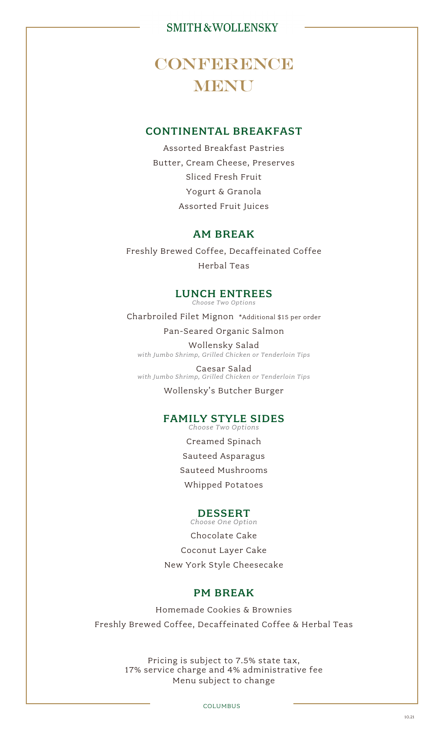SMITH & WOLLENSKY

# CONFERENCE MENU

## CONTINENTAL BREAKFAST

Assorted Breakfast Pastries

Butter, Cream Cheese, Preserves

Sliced Fresh Fruit

Yogurt & Granola

Assorted Fruit Juices

## AM BREAK

Freshly Brewed Coffee, Decaffeinated Coffee

Herbal Teas

## LUNCH ENTREES

*Choose Two Options*

Charbroiled Filet Mignon *Additional $15 per order

Pan-Seared Organic Salmon

Wollensky Salad
*with Jumbo Shrimp, Grilled Chicken or Tenderloin Tips*

Caesar Salad
*with Jumbo Shrimp, Grilled Chicken or Tenderloin Tips*

Wollensky's Butcher Burger

## FAMILY STYLE SIDES

*Choose Two Options*

Creamed Spinach

Sauteed Asparagus

Sauteed Mushrooms

Whipped Potatoes

## DESSERT

*Choose One Option*

Chocolate Cake

Coconut Layer Cake

New York Style Cheesecake

## PM BREAK

Homemade Cookies & Brownies

Freshly Brewed Coffee, Decaffeinated Coffee & Herbal Teas

Pricing is subject to 7.5% state tax,
17% service charge and 4% administrative fee
Menu subject to change

COLUMBUS

10.21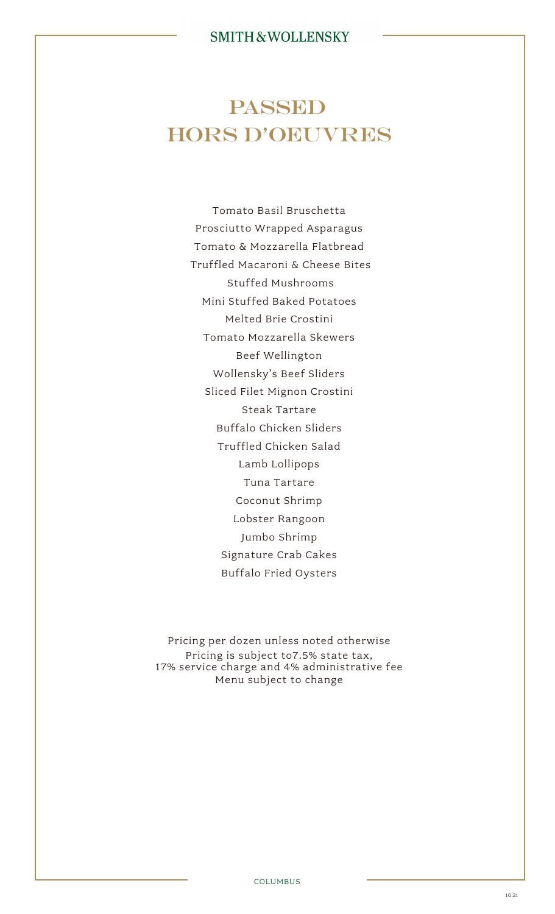# PASSED HORS D'OEUVRES

Tomato Basil Bruschetta
Prosciutto Wrapped Asparagus
Tomato & Mozzarella Flatbread
Truffled Macaroni & Cheese Bites
Stuffed Mushrooms
Mini Stuffed Baked Potatoes
Melted Brie Crostini
Tomato Mozzarella Skewers
Beef Wellington
Wollensky's Beef Sliders
Sliced Filet Mignon Crostini
Steak Tartare
Buffalo Chicken Sliders
Truffled Chicken Salad
Lamb Lollipops
Tuna Tartare
Coconut Shrimp
Lobster Rangoon
Jumbo Shrimp
Signature Crab Cakes
Buffalo Fried Oysters

Pricing per dozen unless noted otherwise
Pricing is subject to7.5% state tax,
17% service charge and 4% administrative fee
Menu subject to change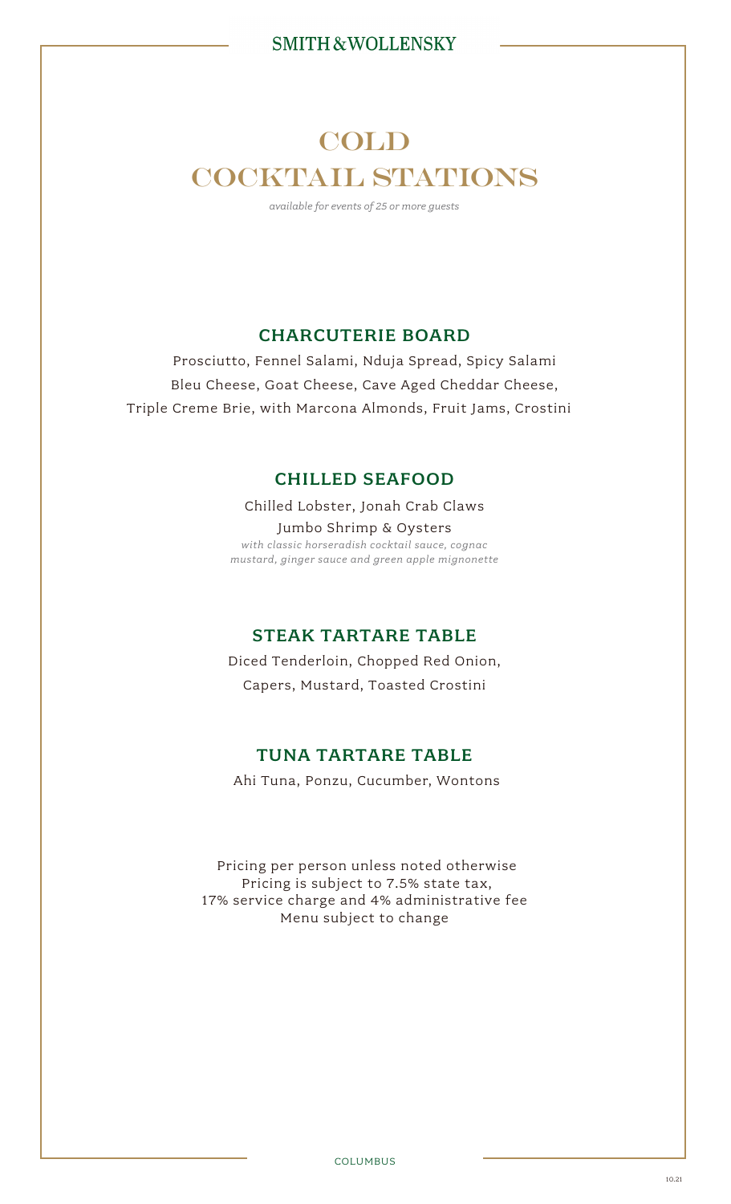# COLD COCKTAIL STATIONS

*available for events of 25 or more guests*

## CHARCUTERIE BOARD

Prosciutto, Fennel Salami, Nduja Spread, Spicy Salami
Bleu Cheese, Goat Cheese, Cave Aged Cheddar Cheese,
Triple Creme Brie, with Marcona Almonds, Fruit Jams, Crostini

## CHILLED SEAFOOD

Chilled Lobster, Jonah Crab Claws
Jumbo Shrimp & Oysters
*with classic horseradish cocktail sauce, cognac mustard, ginger sauce and green apple mignonette*

## STEAK TARTARE TABLE

Diced Tenderloin, Chopped Red Onion,
Capers, Mustard, Toasted Crostini

## TUNA TARTARE TABLE

Ahi Tuna, Ponzu, Cucumber, Wontons

Pricing per person unless noted otherwise
Pricing is subject to 7.5% state tax,
17% service charge and 4% administrative fee
Menu subject to change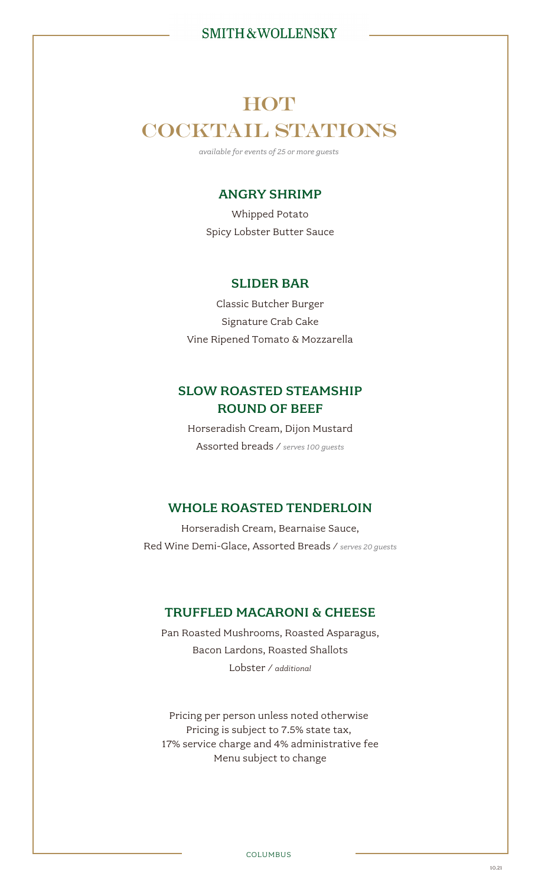# HOT COCKTAIL STATIONS

*available for events of 25 or more guests*

## ANGRY SHRIMP

Whipped Potato
Spicy Lobster Butter Sauce

## SLIDER BAR

Classic Butcher Burger
Signature Crab Cake
Vine Ripened Tomato & Mozzarella

## SLOW ROASTED STEAMSHIP ROUND OF BEEF

Horseradish Cream, Dijon Mustard
Assorted breads / *serves 100 guests*

## WHOLE ROASTED TENDERLOIN

Horseradish Cream, Bearnaise Sauce,
Red Wine Demi-Glace, Assorted Breads / *serves 20 guests*

## TRUFFLED MACARONI & CHEESE

Pan Roasted Mushrooms, Roasted Asparagus,
Bacon Lardons, Roasted Shallots
Lobster / *additional*

Pricing per person unless noted otherwise
Pricing is subject to 7.5% state tax,
17% service charge and 4% administrative fee
Menu subject to change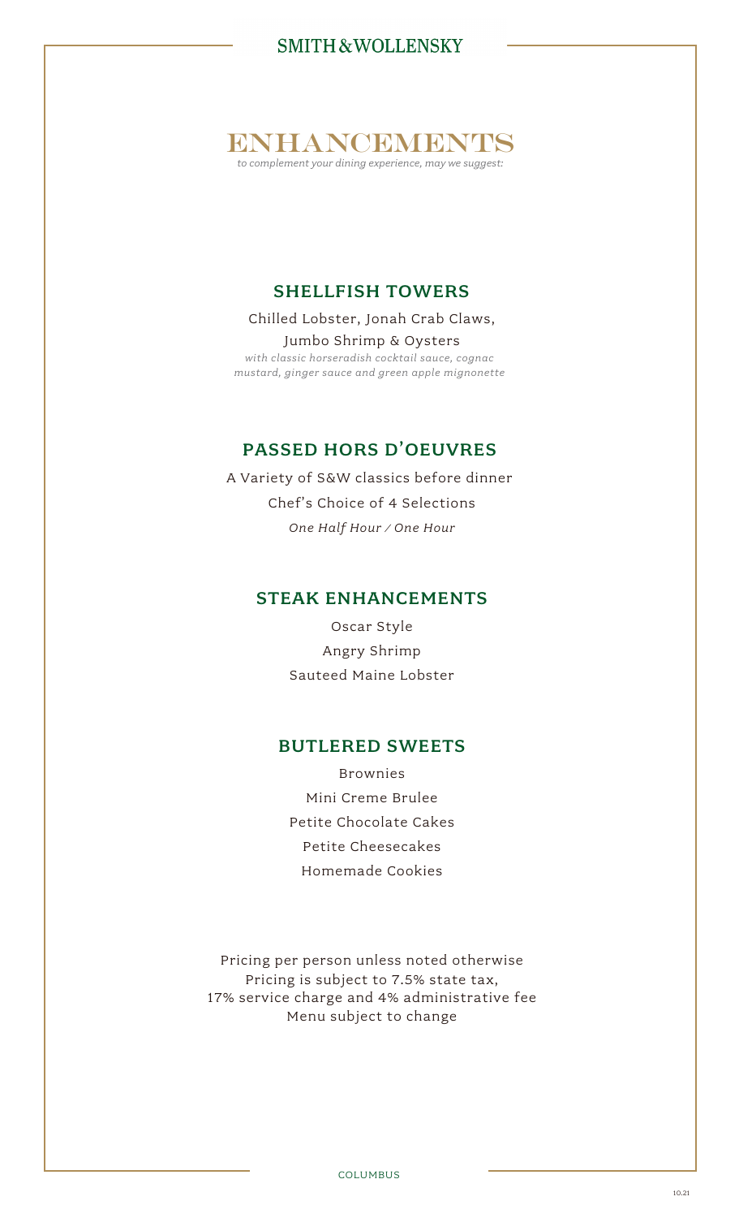# ENHANCEMENTS

*to complement your dining experience, may we suggest:*

## SHELLFISH TOWERS

Chilled Lobster, Jonah Crab Claws, Jumbo Shrimp & Oysters

*with classic horseradish cocktail sauce, cognac mustard, ginger sauce and green apple mignonette*

## PASSED HORS D'OEUVRES

A Variety of S&W classics before dinner

Chef's Choice of 4 Selections

*One Half Hour / One Hour*

## STEAK ENHANCEMENTS

Oscar Style

Angry Shrimp

Sauteed Maine Lobster

## BUTLERED SWEETS

Brownies

Mini Creme Brulee

Petite Chocolate Cakes

Petite Cheesecakes

Homemade Cookies

Pricing per person unless noted otherwise

Pricing is subject to 7.5% state tax, 17% service charge and 4% administrative fee

Menu subject to change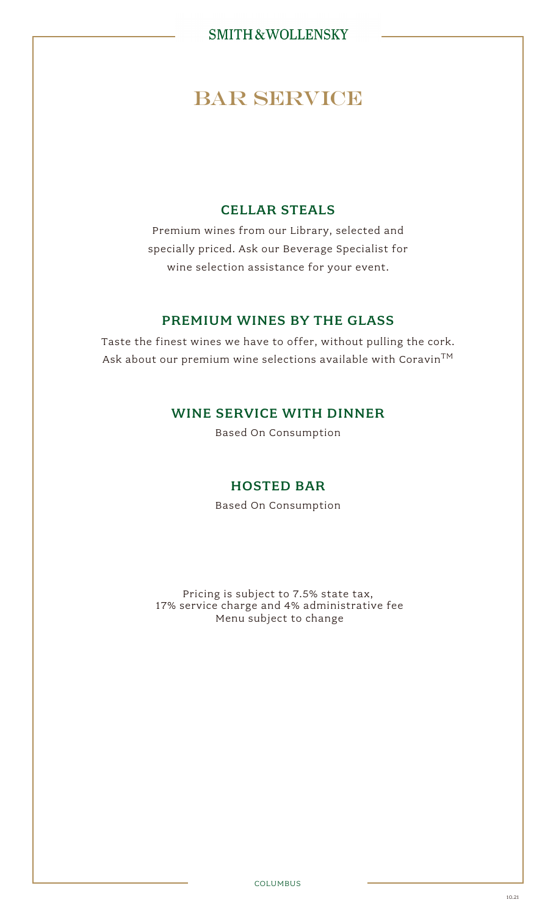# BAR SERVICE

## CELLAR STEALS

Premium wines from our Library, selected and specially priced. Ask our Beverage Specialist for wine selection assistance for your event.

## PREMIUM WINES BY THE GLASS

Taste the finest wines we have to offer, without pulling the cork. Ask about our premium wine selections available with Coravin™

## WINE SERVICE WITH DINNER

Based On Consumption

## HOSTED BAR

Based On Consumption

Pricing is subject to 7.5% state tax,
17% service charge and 4% administrative fee
Menu subject to change